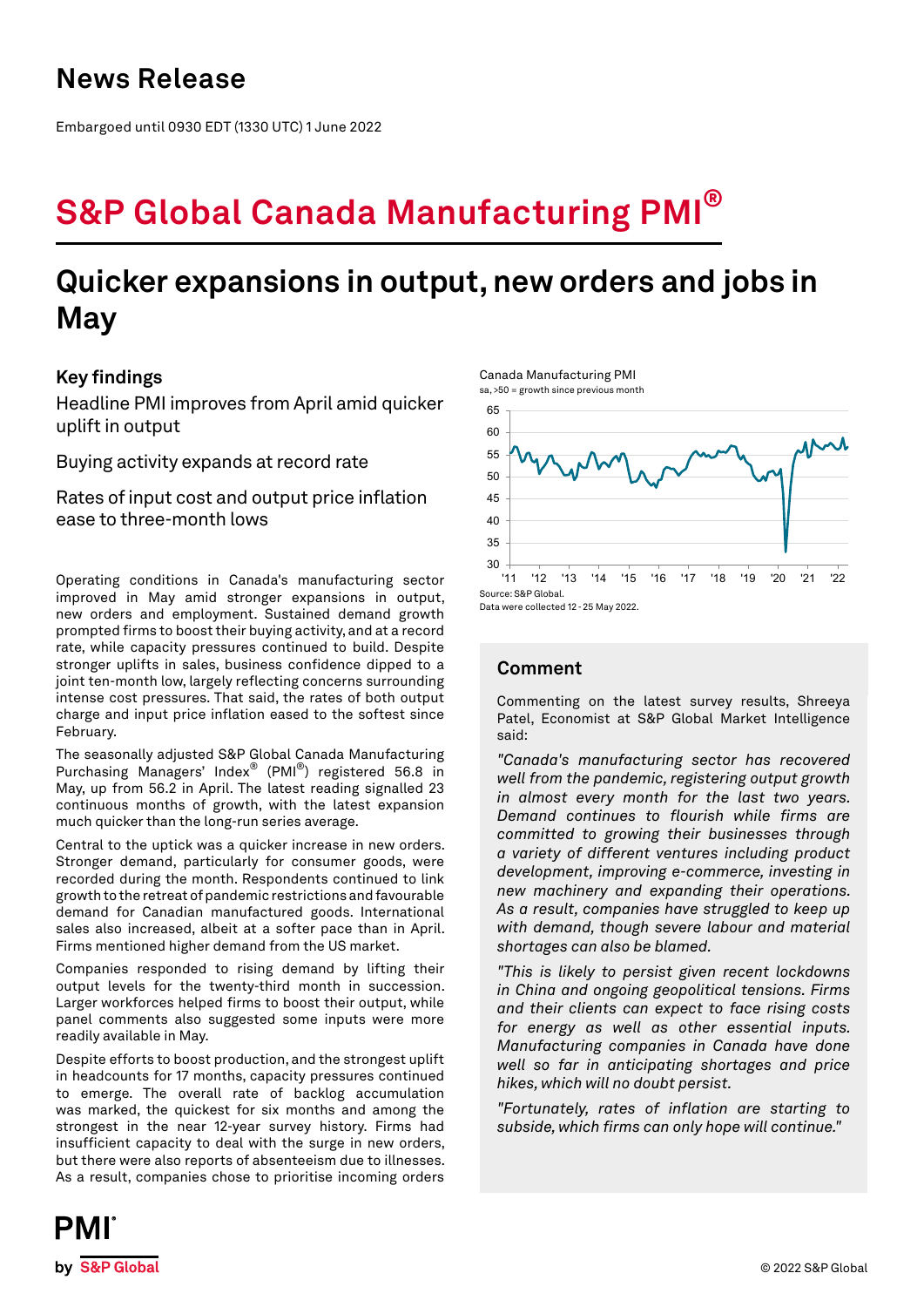# News Release

Embargoed until 0930 EDT (1330 UTC) 1 June 2022

# S&P Global Canada Manufacturing PMI®

## Quicker expansions in output, new orders and jobs in May

### Key findings

Headline PMI improves from April amid quicker uplift in output

Buying activity expands at record rate

Rates of input cost and output price inflation ease to three-month lows

Canada Manufacturing PMI
sa, >50 = growth since previous month

Source: S&P Global.
Data were collected 12 - 25 May 2022.

Operating conditions in Canada's manufacturing sector improved in May amid stronger expansions in output, new orders and employment. Sustained demand growth prompted firms to boost their buying activity, and at a record rate, while capacity pressures continued to build. Despite stronger uplifts in sales, business confidence dipped to a joint ten-month low, largely reflecting concerns surrounding intense cost pressures. That said, the rates of both output charge and input price inflation eased to the softest since February.

The seasonally adjusted S&P Global Canada Manufacturing Purchasing Managers' Index® (PMI®) registered 56.8 in May, up from 56.2 in April. The latest reading signalled 23 continuous months of growth, with the latest expansion much quicker than the long-run series average.

Central to the uptick was a quicker increase in new orders. Stronger demand, particularly for consumer goods, were recorded during the month. Respondents continued to link growth to the retreat of pandemic restrictions and favourable demand for Canadian manufactured goods. International sales also increased, albeit at a softer pace than in April. Firms mentioned higher demand from the US market.

Companies responded to rising demand by lifting their output levels for the twenty-third month in succession. Larger workforces helped firms to boost their output, while panel comments also suggested some inputs were more readily available in May.

Despite efforts to boost production, and the strongest uplift in headcounts for 17 months, capacity pressures continued to emerge. The overall rate of backlog accumulation was marked, the quickest for six months and among the strongest in the near 12-year survey history. Firms had insufficient capacity to deal with the surge in new orders, but there were also reports of absenteeism due to illnesses. As a result, companies chose to prioritise incoming orders

### Comment

Commenting on the latest survey results, Shreeya Patel, Economist at S&P Global Market Intelligence said:

*"Canada's manufacturing sector has recovered well from the pandemic, registering output growth in almost every month for the last two years. Demand continues to flourish while firms are committed to growing their businesses through a variety of different ventures including product development, improving e-commerce, investing in new machinery and expanding their operations. As a result, companies have struggled to keep up with demand, though severe labour and material shortages can also be blamed.*

*"This is likely to persist given recent lockdowns in China and ongoing geopolitical tensions. Firms and their clients can expect to face rising costs for energy as well as other essential inputs. Manufacturing companies in Canada have done well so far in anticipating shortages and price hikes, which will no doubt persist.*

*"Fortunately, rates of inflation are starting to subside, which firms can only hope will continue."*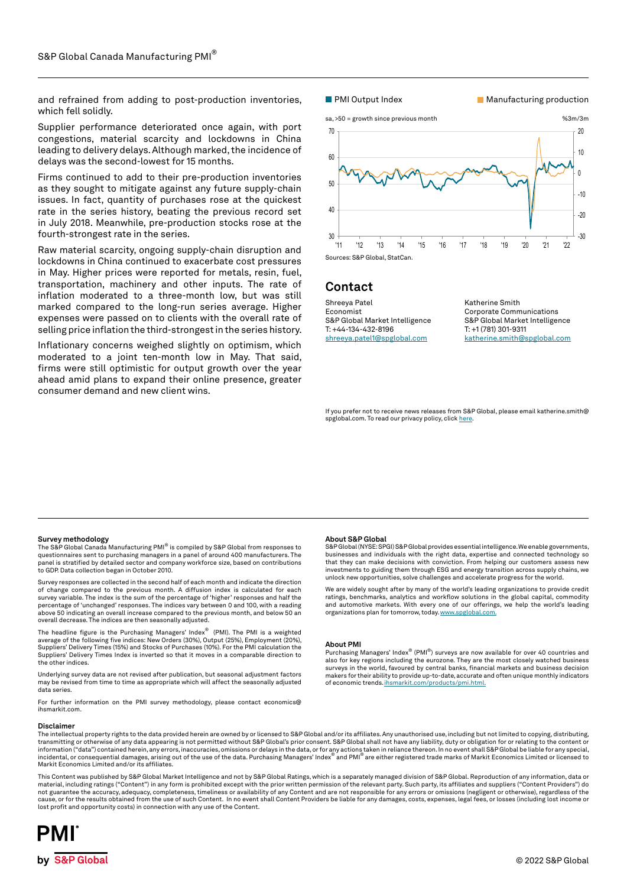and refrained from adding to post-production inventories, which fell solidly.

Supplier performance deteriorated once again, with port congestions, material scarcity and lockdowns in China leading to delivery delays. Although marked, the incidence of delays was the second-lowest for 15 months.

Firms continued to add to their pre-production inventories as they sought to mitigate against any future supply-chain issues. In fact, quantity of purchases rose at the quickest rate in the series history, beating the previous record set in July 2018. Meanwhile, pre-production stocks rose at the fourth-strongest rate in the series.

Raw material scarcity, ongoing supply-chain disruption and lockdowns in China continued to exacerbate cost pressures in May. Higher prices were reported for metals, resin, fuel, transportation, machinery and other inputs. The rate of inflation moderated to a three-month low, but was still marked compared to the long-run series average. Higher expenses were passed on to clients with the overall rate of selling price inflation the third-strongest in the series history.

Inflationary concerns weighed slightly on optimism, which moderated to a joint ten-month low in May. That said, firms were still optimistic for output growth over the year ahead amid plans to expand their online presence, greater consumer demand and new client wins.

PMI Output Index
Manufacturing production
sa, >50 = growth since previous month
%3m/3m
70 60 50 40 30
20 10 0 -10 -20 -30
'11 '12 '13 '14 '15 '16 '17 '18 '19 '20 '21 '22
Sources: S&P Global, StatCan.

## Contact

Shreeya Patel
Economist
S&P Global Market Intelligence
T: +44-134-432-8196
shreeya.patel1@spglobal.com

Katherine Smith
Corporate Communications
S&P Global Market Intelligence
T: +1 (781) 301-9311
katherine.smith@spglobal.com

If you prefer not to receive news releases from S&P Global, please email katherine.smith@spglobal.com. To read our privacy policy, click here.

### Survey methodology

The S&P Global Canada Manufacturing PMI® is compiled by S&P Global from responses to questionnaires sent to purchasing managers in a panel of around 400 manufacturers. The panel is stratified by detailed sector and company workforce size, based on contributions to GDP. Data collection began in October 2010.

Survey responses are collected in the second half of each month and indicate the direction of change compared to the previous month. A diffusion index is calculated for each survey variable. The index is the sum of the percentage of 'higher' responses and half the percentage of 'unchanged' responses. The indices vary between 0 and 100, with a reading above 50 indicating an overall increase compared to the previous month, and below 50 an overall decrease. The indices are then seasonally adjusted.

The headline figure is the Purchasing Managers' Index® (PMI). The PMI is a weighted average of the following five indices: New Orders (30%), Output (25%), Employment (20%), Suppliers' Delivery Times (15%) and Stocks of Purchases (10%). For the PMI calculation the Suppliers' Delivery Times Index is inverted so that it moves in a comparable direction to the other indices.

Underlying survey data are not revised after publication, but seasonal adjustment factors may be revised from time to time as appropriate which will affect the seasonally adjusted data series.

For further information on the PMI survey methodology, please contact economics@ihsmarkit.com.

### About S&P Global

S&P Global (NYSE: SPGI) S&P Global provides essential intelligence. We enable governments, businesses and individuals with the right data, expertise and connected technology so that they can make decisions with conviction. From helping our customers assess new investments to guiding them through ESG and energy transition across supply chains, we unlock new opportunities, solve challenges and accelerate progress for the world.

We are widely sought after by many of the world's leading organizations to provide credit ratings, benchmarks, analytics and workflow solutions in the global capital, commodity and automotive markets. With every one of our offerings, we help the world's leading organizations plan for tomorrow, today. www.spglobal.com.

### About PMI

Purchasing Managers' Index® (PMI®) surveys are now available for over 40 countries and also for key regions including the eurozone. They are the most closely watched business surveys in the world, favoured by central banks, financial markets and business decision makers for their ability to provide up-to-date, accurate and often unique monthly indicators of economic trends. ihsmarkit.com/products/pmi.html.

### Disclaimer

The intellectual property rights to the data provided herein are owned by or licensed to S&P Global and/or its affiliates. Any unauthorised use, including but not limited to copying, distributing, transmitting or otherwise of any data appearing is not permitted without S&P Global's prior consent. S&P Global shall not have any liability, duty or obligation for or relating to the content or information ("data") contained herein, any errors, inaccuracies, omissions or delays in the data, or for any actions taken in reliance thereon. In no event shall S&P Global be liable for any special, incidental, or consequential damages, arising out of the use of the data. Purchasing Managers' Index® and PMI® are either registered trade marks of Markit Economics Limited or licensed to Markit Economics Limited and/or its affiliates.

This Content was published by S&P Global Market Intelligence and not by S&P Global Ratings, which is a separately managed division of S&P Global. Reproduction of any information, data or material, including ratings ("Content") in any form is prohibited except with the prior written permission of the relevant party. Such party, its affiliates and suppliers ("Content Providers") do not guarantee the accuracy, adequacy, completeness, timeliness or availability of any Content and are not responsible for any errors or omissions (negligent or otherwise), regardless of the cause, or for the results obtained from the use of such Content. In no event shall Content Providers be liable for any damages, costs, expenses, legal fees, or losses (including lost income or lost profit and opportunity costs) in connection with any use of the Content.

PMI® by S&P Global

© 2022 S&P Global